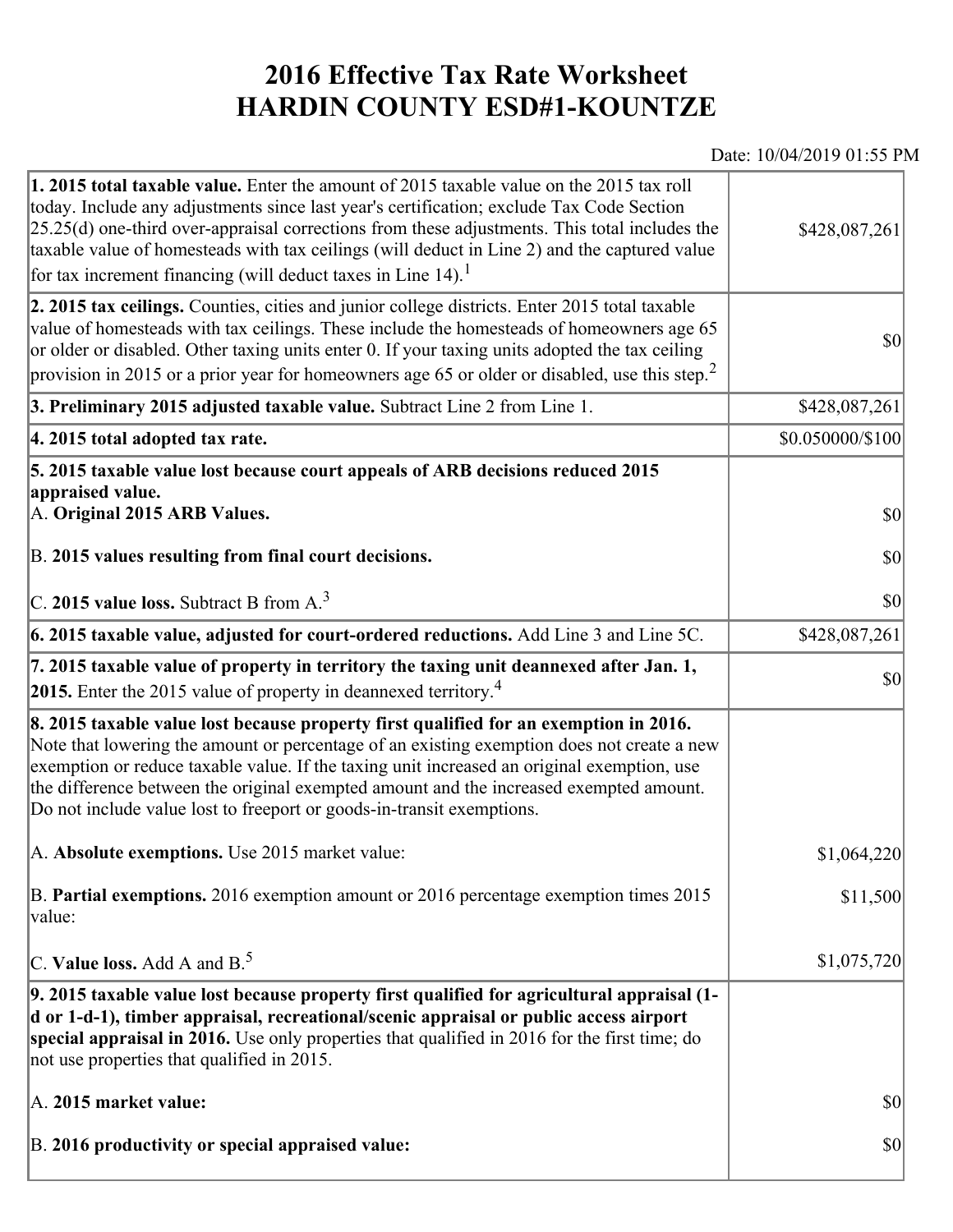# 2016 Effective Tax Rate Worksheet
# HARDIN COUNTY ESD#1-KOUNTZE

Date: 10/04/2019 01:55 PM

| | |
|---|---|
| **1. 2015 total taxable value.** Enter the amount of 2015 taxable value on the 2015 tax roll today. Include any adjustments since last year's certification; exclude Tax Code Section 25.25(d) one-third over-appraisal corrections from these adjustments. This total includes the taxable value of homesteads with tax ceilings (will deduct in Line 2) and the captured value for tax increment financing (will deduct taxes in Line 14).[1] | $428,087,261 |
| **2. 2015 tax ceilings.** Counties, cities and junior college districts. Enter 2015 total taxable value of homesteads with tax ceilings. These include the homesteads of homeowners age 65 or older or disabled. Other taxing units enter 0. If your taxing units adopted the tax ceiling provision in 2015 or a prior year for homeowners age 65 or older or disabled, use this step.[2] | $0 |
| **3. Preliminary 2015 adjusted taxable value.** Subtract Line 2 from Line 1. | $428,087,261 |
| **4. 2015 total adopted tax rate.** | $0.050000/$100 |
| **5. 2015 taxable value lost because court appeals of ARB decisions reduced 2015 appraised value.** | |
| A. **Original 2015 ARB Values.** | $0 |
| B. **2015 values resulting from final court decisions.** | $0 |
| C. **2015 value loss.** Subtract B from A.[3] | $0 |
| **6. 2015 taxable value, adjusted for court-ordered reductions.** Add Line 3 and Line 5C. | $428,087,261 |
| **7. 2015 taxable value of property in territory the taxing unit deannexed after Jan. 1, 2015.** Enter the 2015 value of property in deannexed territory.[4] | $0 |
| **8. 2015 taxable value lost because property first qualified for an exemption in 2016.** Note that lowering the amount or percentage of an existing exemption does not create a new exemption or reduce taxable value. If the taxing unit increased an original exemption, use the difference between the original exempted amount and the increased exempted amount. Do not include value lost to freeport or goods-in-transit exemptions. | |
| A. **Absolute exemptions.** Use 2015 market value: | $1,064,220 |
| B. **Partial exemptions.** 2016 exemption amount or 2016 percentage exemption times 2015 value: | $11,500 |
| C. **Value loss.** Add A and B.[5] | $1,075,720 |
| **9. 2015 taxable value lost because property first qualified for agricultural appraisal (1-d or 1-d-1), timber appraisal, recreational/scenic appraisal or public access airport special appraisal in 2016.** Use only properties that qualified in 2016 for the first time; do not use properties that qualified in 2015. | |
| A. **2015 market value:** | $0 |
| B. **2016 productivity or special appraised value:** | $0 |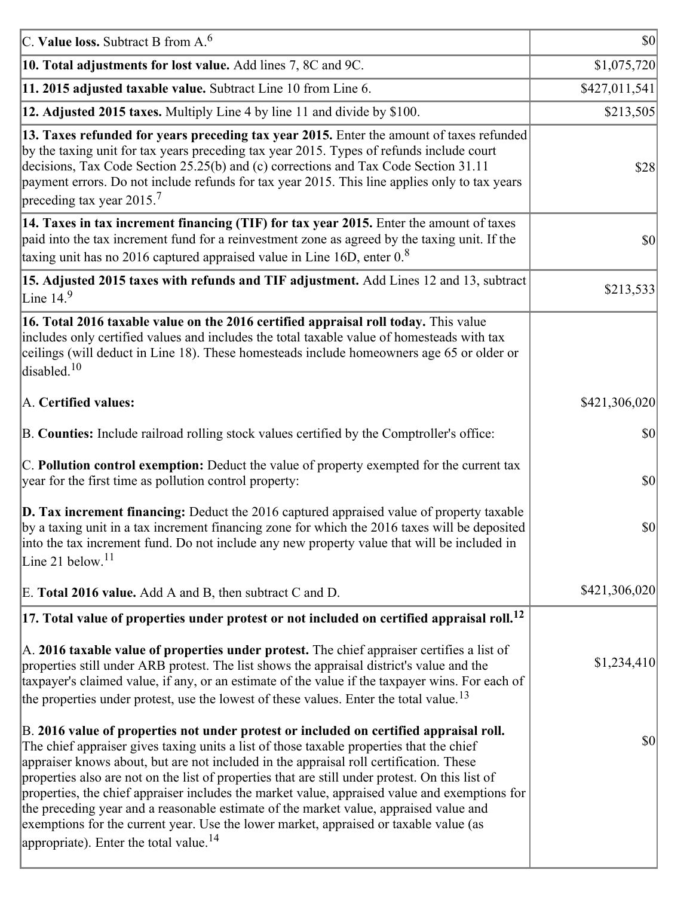| | |
|---|---|
| C. **Value loss.** Subtract B from A.[6] | $0 |
| **10. Total adjustments for lost value.** Add lines 7, 8C and 9C. | $1,075,720 |
| **11. 2015 adjusted taxable value.** Subtract Line 10 from Line 6. | $427,011,541 |
| **12. Adjusted 2015 taxes.** Multiply Line 4 by line 11 and divide by $100. | $213,505 |
| **13. Taxes refunded for years preceding tax year 2015.** Enter the amount of taxes refunded by the taxing unit for tax years preceding tax year 2015. Types of refunds include court decisions, Tax Code Section 25.25(b) and (c) corrections and Tax Code Section 31.11 payment errors. Do not include refunds for tax year 2015. This line applies only to tax years preceding tax year 2015.[7] | $28 |
| **14. Taxes in tax increment financing (TIF) for tax year 2015.** Enter the amount of taxes paid into the tax increment fund for a reinvestment zone as agreed by the taxing unit. If the taxing unit has no 2016 captured appraised value in Line 16D, enter 0.[8] | $0 |
| **15. Adjusted 2015 taxes with refunds and TIF adjustment.** Add Lines 12 and 13, subtract Line 14.[9] | $213,533 |
| **16. Total 2016 taxable value on the 2016 certified appraisal roll today.** This value includes only certified values and includes the total taxable value of homesteads with tax ceilings (will deduct in Line 18). These homesteads include homeowners age 65 or older or disabled.[10] | |
| A. **Certified values:** | $421,306,020 |
| B. **Counties:** Include railroad rolling stock values certified by the Comptroller's office: | $0 |
| C. **Pollution control exemption:** Deduct the value of property exempted for the current tax year for the first time as pollution control property: | $0 |
| **D. Tax increment financing:** Deduct the 2016 captured appraised value of property taxable by a taxing unit in a tax increment financing zone for which the 2016 taxes will be deposited into the tax increment fund. Do not include any new property value that will be included in Line 21 below.[11] | $0 |
| E. **Total 2016 value.** Add A and B, then subtract C and D. | $421,306,020 |
| **17. Total value of properties under protest or not included on certified appraisal roll.[12]** | |
| A. **2016 taxable value of properties under protest.** The chief appraiser certifies a list of properties still under ARB protest. The list shows the appraisal district's value and the taxpayer's claimed value, if any, or an estimate of the value if the taxpayer wins. For each of the properties under protest, use the lowest of these values. Enter the total value.[13] | $1,234,410 |
| B. **2016 value of properties not under protest or included on certified appraisal roll.** The chief appraiser gives taxing units a list of those taxable properties that the chief appraiser knows about, but are not included in the appraisal roll certification. These properties also are not on the list of properties that are still under protest. On this list of properties, the chief appraiser includes the market value, appraised value and exemptions for the preceding year and a reasonable estimate of the market value, appraised value and exemptions for the current year. Use the lower market, appraised or taxable value (as appropriate). Enter the total value.[14] | $0 |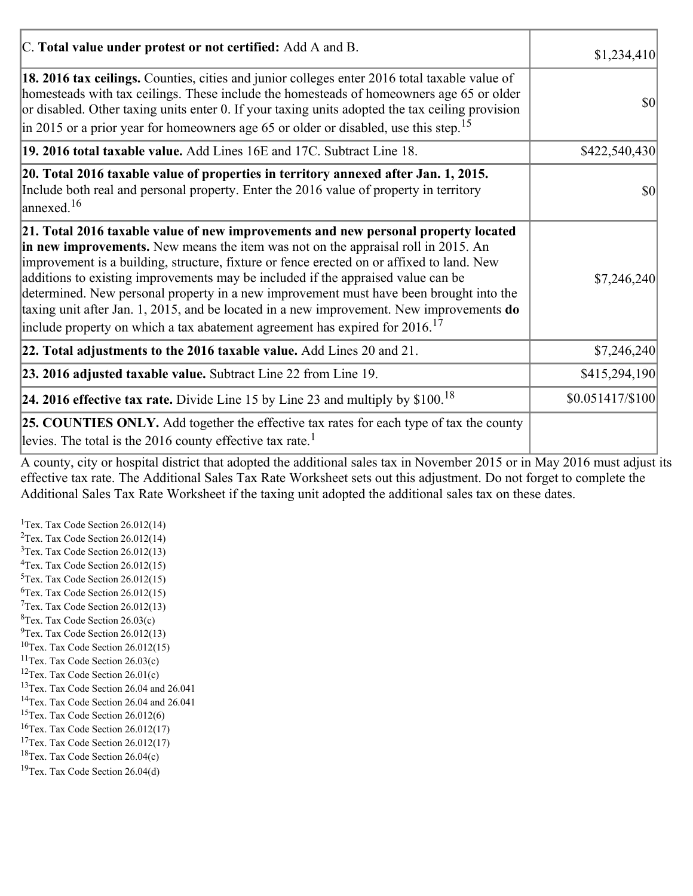| | |
|---|---|
| C. **Total value under protest or not certified:** Add A and B. | $1,234,410 |
| **18. 2016 tax ceilings.** Counties, cities and junior colleges enter 2016 total taxable value of homesteads with tax ceilings. These include the homesteads of homeowners age 65 or older or disabled. Other taxing units enter 0. If your taxing units adopted the tax ceiling provision in 2015 or a prior year for homeowners age 65 or older or disabled, use this step.[15] | $0 |
| **19. 2016 total taxable value.** Add Lines 16E and 17C. Subtract Line 18. | $422,540,430 |
| **20. Total 2016 taxable value of properties in territory annexed after Jan. 1, 2015.** Include both real and personal property. Enter the 2016 value of property in territory annexed.[16] | $0 |
| **21. Total 2016 taxable value of new improvements and new personal property located in new improvements.** New means the item was not on the appraisal roll in 2015. An improvement is a building, structure, fixture or fence erected on or affixed to land. New additions to existing improvements may be included if the appraised value can be determined. New personal property in a new improvement must have been brought into the taxing unit after Jan. 1, 2015, and be located in a new improvement. New improvements **do** include property on which a tax abatement agreement has expired for 2016.[17] | $7,246,240 |
| **22. Total adjustments to the 2016 taxable value.** Add Lines 20 and 21. | $7,246,240 |
| **23. 2016 adjusted taxable value.** Subtract Line 22 from Line 19. | $415,294,190 |
| **24. 2016 effective tax rate.** Divide Line 15 by Line 23 and multiply by $100.[18] | $0.051417/$100 |
| **25. COUNTIES ONLY.** Add together the effective tax rates for each type of tax the county levies. The total is the 2016 county effective tax rate.[1] | |

A county, city or hospital district that adopted the additional sales tax in November 2015 or in May 2016 must adjust its effective tax rate. The Additional Sales Tax Rate Worksheet sets out this adjustment. Do not forget to complete the Additional Sales Tax Rate Worksheet if the taxing unit adopted the additional sales tax on these dates.

[1]Tex. Tax Code Section 26.012(14)
[2]Tex. Tax Code Section 26.012(14)
[3]Tex. Tax Code Section 26.012(13)
[4]Tex. Tax Code Section 26.012(15)
[5]Tex. Tax Code Section 26.012(15)
[6]Tex. Tax Code Section 26.012(15)
[7]Tex. Tax Code Section 26.012(13)
[8]Tex. Tax Code Section 26.03(c)
[9]Tex. Tax Code Section 26.012(13)
[10]Tex. Tax Code Section 26.012(15)
[11]Tex. Tax Code Section 26.03(c)
[12]Tex. Tax Code Section 26.01(c)
[13]Tex. Tax Code Section 26.04 and 26.041
[14]Tex. Tax Code Section 26.04 and 26.041
[15]Tex. Tax Code Section 26.012(6)
[16]Tex. Tax Code Section 26.012(17)
[17]Tex. Tax Code Section 26.012(17)
[18]Tex. Tax Code Section 26.04(c)
[19]Tex. Tax Code Section 26.04(d)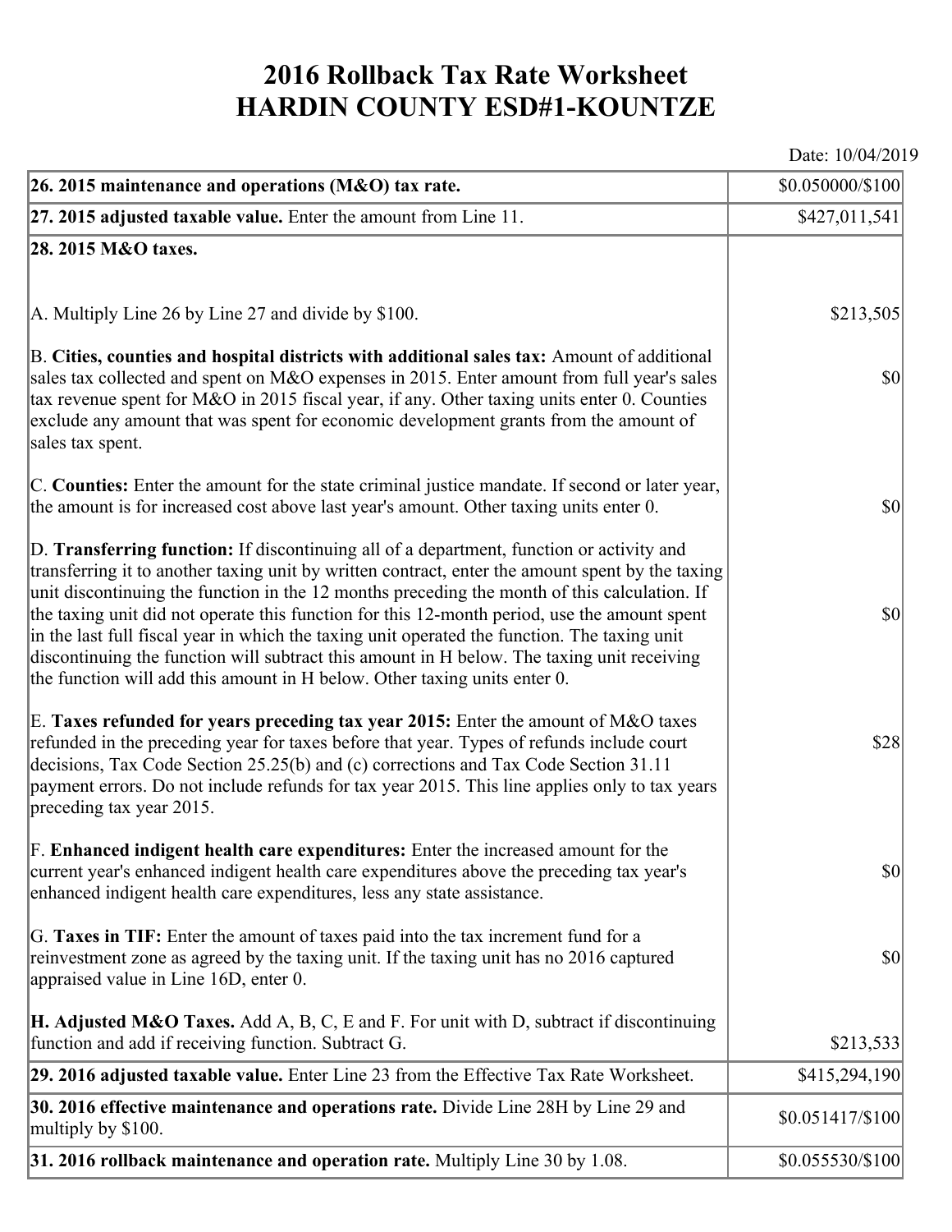# 2016 Rollback Tax Rate Worksheet
# HARDIN COUNTY ESD#1-KOUNTZE

Date: 10/04/2019

| | |
|---|---|
| **26. 2015 maintenance and operations (M&O) tax rate.** | $0.050000/$100 |
| **27. 2015 adjusted taxable value.** Enter the amount from Line 11. | $427,011,541 |
| **28. 2015 M&O taxes.** | |
| A. Multiply Line 26 by Line 27 and divide by $100. | $213,505 |
| B. **Cities, counties and hospital districts with additional sales tax:** Amount of additional sales tax collected and spent on M&O expenses in 2015. Enter amount from full year's sales tax revenue spent for M&O in 2015 fiscal year, if any. Other taxing units enter 0. Counties exclude any amount that was spent for economic development grants from the amount of sales tax spent. | $0 |
| C. **Counties:** Enter the amount for the state criminal justice mandate. If second or later year, the amount is for increased cost above last year's amount. Other taxing units enter 0. | $0 |
| D. **Transferring function:** If discontinuing all of a department, function or activity and transferring it to another taxing unit by written contract, enter the amount spent by the taxing unit discontinuing the function in the 12 months preceding the month of this calculation. If the taxing unit did not operate this function for this 12-month period, use the amount spent in the last full fiscal year in which the taxing unit operated the function. The taxing unit discontinuing the function will subtract this amount in H below. The taxing unit receiving the function will add this amount in H below. Other taxing units enter 0. | $0 |
| E. **Taxes refunded for years preceding tax year 2015:** Enter the amount of M&O taxes refunded in the preceding year for taxes before that year. Types of refunds include court decisions, Tax Code Section 25.25(b) and (c) corrections and Tax Code Section 31.11 payment errors. Do not include refunds for tax year 2015. This line applies only to tax years preceding tax year 2015. | $28 |
| F. **Enhanced indigent health care expenditures:** Enter the increased amount for the current year's enhanced indigent health care expenditures above the preceding tax year's enhanced indigent health care expenditures, less any state assistance. | $0 |
| G. **Taxes in TIF:** Enter the amount of taxes paid into the tax increment fund for a reinvestment zone as agreed by the taxing unit. If the taxing unit has no 2016 captured appraised value in Line 16D, enter 0. | $0 |
| **H. Adjusted M&O Taxes.** Add A, B, C, E and F. For unit with D, subtract if discontinuing function and add if receiving function. Subtract G. | $213,533 |
| **29. 2016 adjusted taxable value.** Enter Line 23 from the Effective Tax Rate Worksheet. | $415,294,190 |
| **30. 2016 effective maintenance and operations rate.** Divide Line 28H by Line 29 and multiply by $100. | $0.051417/$100 |
| **31. 2016 rollback maintenance and operation rate.** Multiply Line 30 by 1.08. | $0.055530/$100 |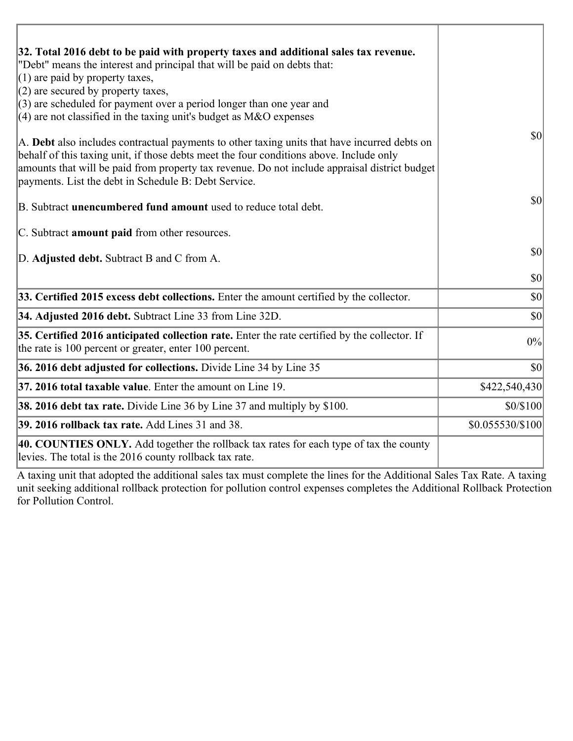| | |
|---|---|
| **32. Total 2016 debt to be paid with property taxes and additional sales tax revenue.**<br>"Debt" means the interest and principal that will be paid on debts that:<br>(1) are paid by property taxes,<br>(2) are secured by property taxes,<br>(3) are scheduled for payment over a period longer than one year and<br>(4) are not classified in the taxing unit's budget as M&O expenses<br><br>A. **Debt** also includes contractual payments to other taxing units that have incurred debts on behalf of this taxing unit, if those debts meet the four conditions above. Include only amounts that will be paid from property tax revenue. Do not include appraisal district budget payments. List the debt in Schedule B: Debt Service.<br><br>B. Subtract **unencumbered fund amount** used to reduce total debt.<br><br>C. Subtract **amount paid** from other resources.<br><br>D. **Adjusted debt.** Subtract B and C from A. | $0<br><br>$0<br><br>$0<br><br>$0 |
| **33. Certified 2015 excess debt collections.** Enter the amount certified by the collector. | $0 |
| **34. Adjusted 2016 debt.** Subtract Line 33 from Line 32D. | $0 |
| **35. Certified 2016 anticipated collection rate.** Enter the rate certified by the collector. If the rate is 100 percent or greater, enter 100 percent. | 0% |
| **36. 2016 debt adjusted for collections.** Divide Line 34 by Line 35 | $0 |
| **37. 2016 total taxable value**. Enter the amount on Line 19. | $422,540,430 |
| **38. 2016 debt tax rate.** Divide Line 36 by Line 37 and multiply by $100. | $0/$100 |
| **39. 2016 rollback tax rate.** Add Lines 31 and 38. | $0.055530/$100 |
| **40. COUNTIES ONLY.** Add together the rollback tax rates for each type of tax the county levies. The total is the 2016 county rollback tax rate. | |

A taxing unit that adopted the additional sales tax must complete the lines for the Additional Sales Tax Rate. A taxing unit seeking additional rollback protection for pollution control expenses completes the Additional Rollback Protection for Pollution Control.